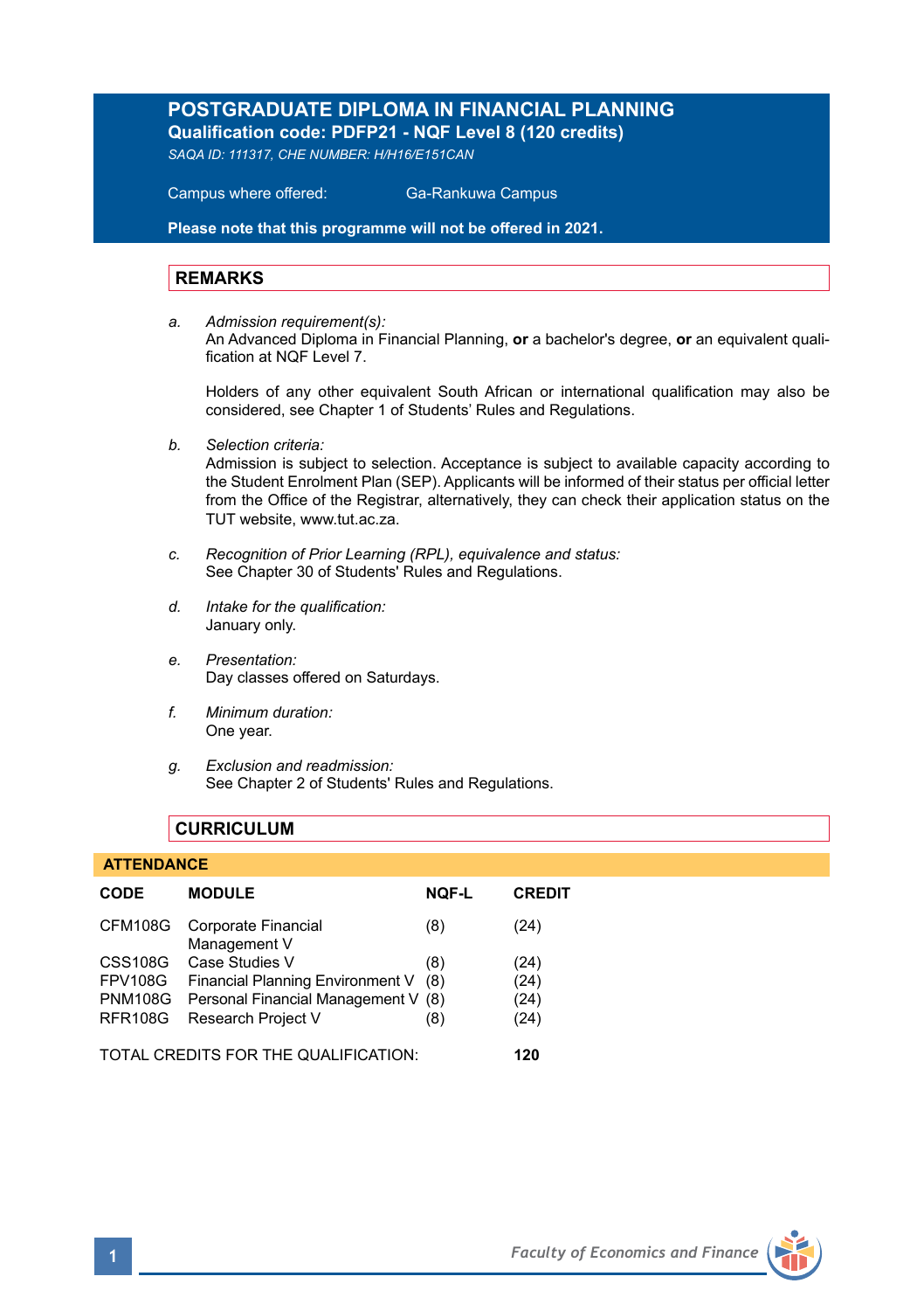# POSTGRADUATE DIPLOMA IN FINANCIAL PLANNING

**Qualification code: PDFP21 - NQF Level 8 (120 credits)**

*SAQA ID: 111317, CHE NUMBER: H/H16/E151CAN*

Campus where offered: Ga-Rankuwa Campus

**Please note that this programme will not be offered in 2021.**

## REMARKS

a. *Admission requirement(s):*
An Advanced Diploma in Financial Planning, **or** a bachelor's degree, **or** an equivalent qualification at NQF Level 7.

Holders of any other equivalent South African or international qualification may also be considered, see Chapter 1 of Students' Rules and Regulations.

b. *Selection criteria:*
Admission is subject to selection. Acceptance is subject to available capacity according to the Student Enrolment Plan (SEP). Applicants will be informed of their status per official letter from the Office of the Registrar, alternatively, they can check their application status on the TUT website, www.tut.ac.za.

c. *Recognition of Prior Learning (RPL), equivalence and status:*
See Chapter 30 of Students' Rules and Regulations.

d. *Intake for the qualification:*
January only.

e. *Presentation:*
Day classes offered on Saturdays.

f. *Minimum duration:*
One year.

g. *Exclusion and readmission:*
See Chapter 2 of Students' Rules and Regulations.

## CURRICULUM

**ATTENDANCE**

| CODE | MODULE | NQF-L | CREDIT |
|---|---|---|---|
| CFM108G | Corporate Financial Management V | (8) | (24) |
| CSS108G | Case Studies V | (8) | (24) |
| FPV108G | Financial Planning Environment V | (8) | (24) |
| PNM108G | Personal Financial Management V | (8) | (24) |
| RFR108G | Research Project V | (8) | (24) |

TOTAL CREDITS FOR THE QUALIFICATION: **120**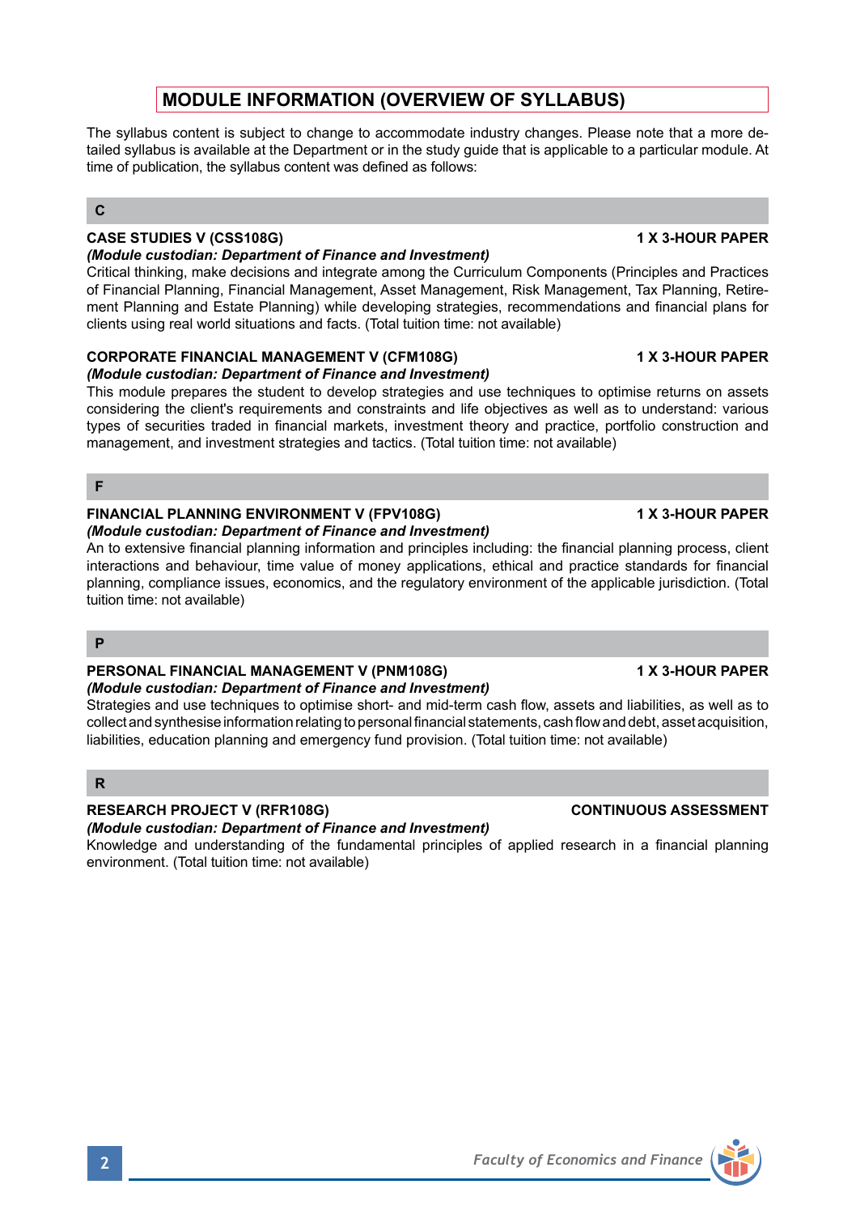# MODULE INFORMATION (OVERVIEW OF SYLLABUS)

The syllabus content is subject to change to accommodate industry changes. Please note that a more detailed syllabus is available at the Department or in the study guide that is applicable to a particular module. At time of publication, the syllabus content was defined as follows:

## C

**CASE STUDIES V (CSS108G)** **1 X 3-HOUR PAPER**

***(Module custodian: Department of Finance and Investment)***

Critical thinking, make decisions and integrate among the Curriculum Components (Principles and Practices of Financial Planning, Financial Management, Asset Management, Risk Management, Tax Planning, Retirement Planning and Estate Planning) while developing strategies, recommendations and financial plans for clients using real world situations and facts. (Total tuition time: not available)

**CORPORATE FINANCIAL MANAGEMENT V (CFM108G)** **1 X 3-HOUR PAPER**

***(Module custodian: Department of Finance and Investment)***

This module prepares the student to develop strategies and use techniques to optimise returns on assets considering the client's requirements and constraints and life objectives as well as to understand: various types of securities traded in financial markets, investment theory and practice, portfolio construction and management, and investment strategies and tactics. (Total tuition time: not available)

## F

**FINANCIAL PLANNING ENVIRONMENT V (FPV108G)** **1 X 3-HOUR PAPER**

***(Module custodian: Department of Finance and Investment)***

An to extensive financial planning information and principles including: the financial planning process, client interactions and behaviour, time value of money applications, ethical and practice standards for financial planning, compliance issues, economics, and the regulatory environment of the applicable jurisdiction. (Total tuition time: not available)

## P

**PERSONAL FINANCIAL MANAGEMENT V (PNM108G)** **1 X 3-HOUR PAPER**

***(Module custodian: Department of Finance and Investment)***

Strategies and use techniques to optimise short- and mid-term cash flow, assets and liabilities, as well as to collect and synthesise information relating to personal financial statements, cash flow and debt, asset acquisition, liabilities, education planning and emergency fund provision. (Total tuition time: not available)

## R

**RESEARCH PROJECT V (RFR108G)** **CONTINUOUS ASSESSMENT**

***(Module custodian: Department of Finance and Investment)***

Knowledge and understanding of the fundamental principles of applied research in a financial planning environment. (Total tuition time: not available)